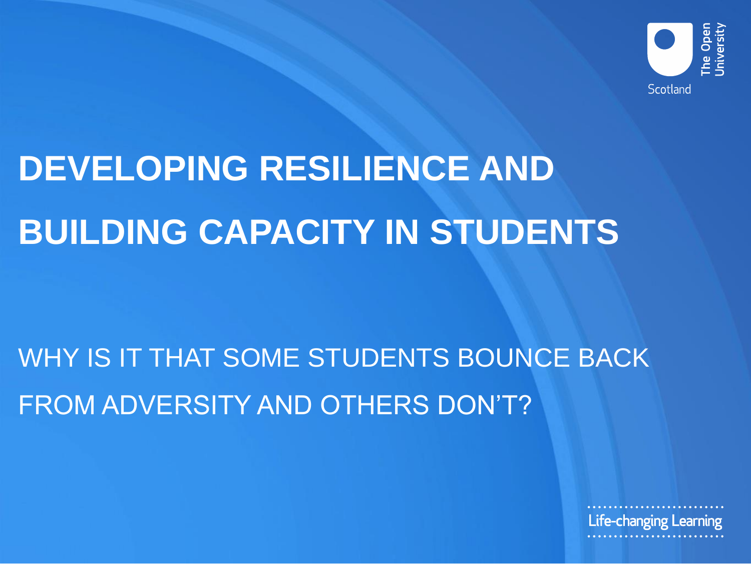# DEVELOPING RESILIENCE AND BUILDING CAPACITY IN STUDENTS

WHY IS IT THAT SOME STUDENTS BOUNCE BACK FROM ADVERSITY AND OTHERS DON'T?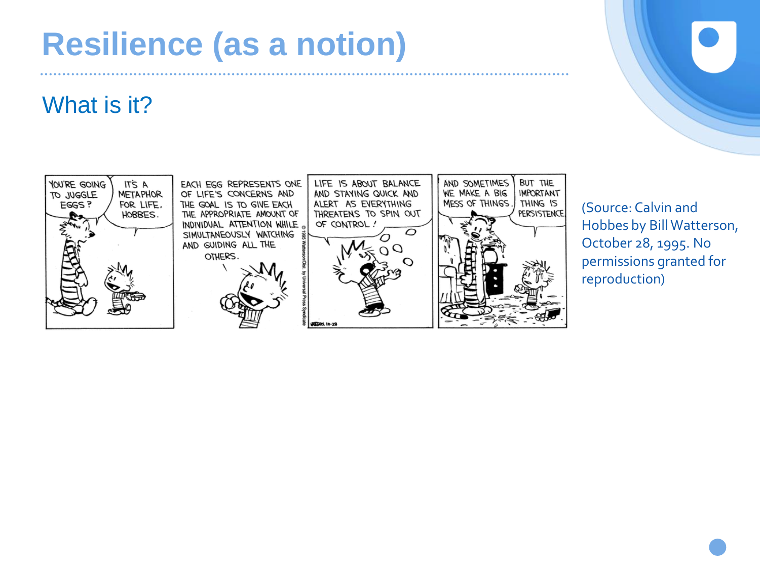# Resilience (as a notion)

## What is it?

(Source: Calvin and Hobbes by Bill Watterson, October 28, 1995. No permissions granted for reproduction)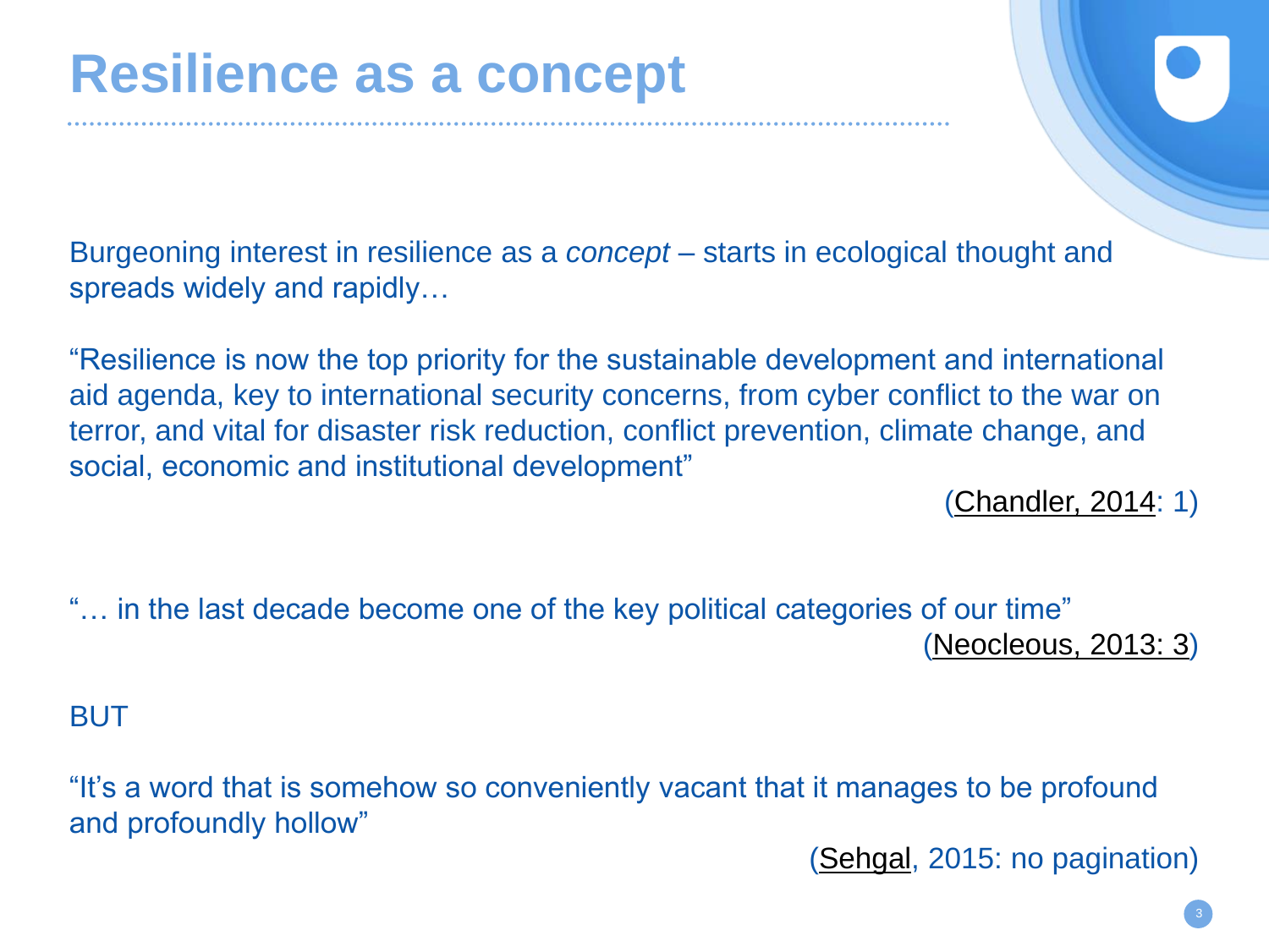# Resilience as a concept

Burgeoning interest in resilience as a *concept* – starts in ecological thought and spreads widely and rapidly…

"Resilience is now the top priority for the sustainable development and international aid agenda, key to international security concerns, from cyber conflict to the war on terror, and vital for disaster risk reduction, conflict prevention, climate change, and social, economic and institutional development"

(Chandler, 2014: 1)

"… in the last decade become one of the key political categories of our time"

(Neocleous, 2013: 3)

BUT

"It's a word that is somehow so conveniently vacant that it manages to be profound and profoundly hollow"

(Sehgal, 2015: no pagination)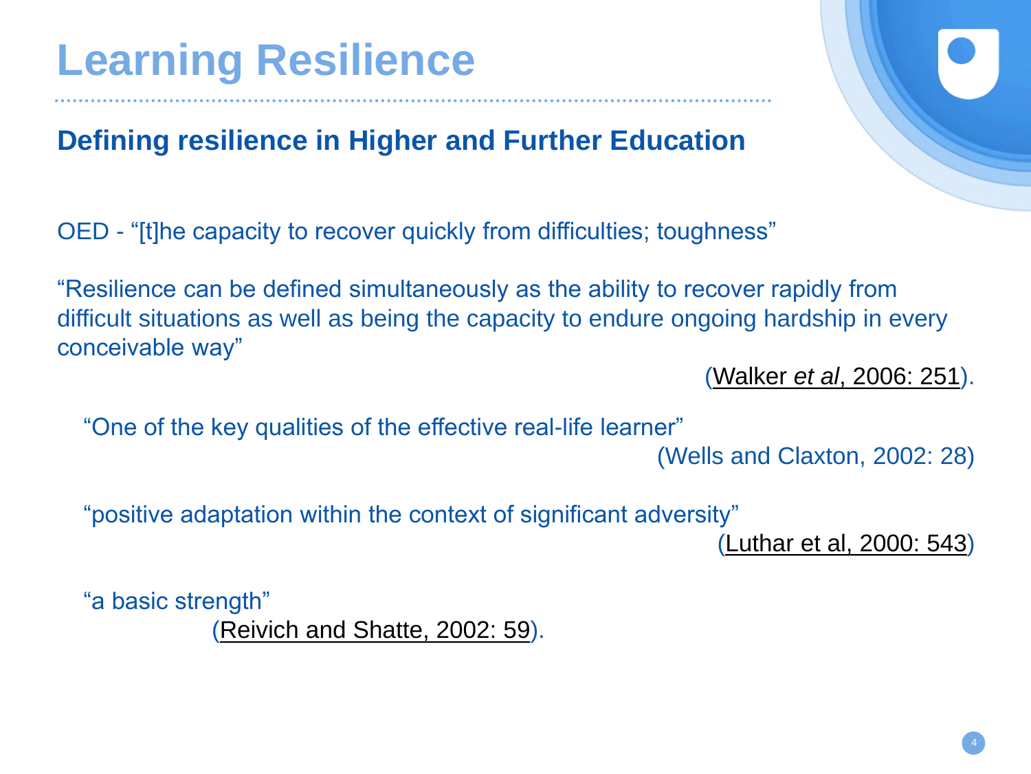# Learning Resilience

## Defining resilience in Higher and Further Education

OED - "[t]he capacity to recover quickly from difficulties; toughness"

"Resilience can be defined simultaneously as the ability to recover rapidly from difficult situations as well as being the capacity to endure ongoing hardship in every conceivable way"

(Walker *et al*, 2006: 251).

"One of the key qualities of the effective real-life learner"

(Wells and Claxton, 2002: 28)

"positive adaptation within the context of significant adversity"

(Luthar et al, 2000: 543)

"a basic strength"

(Reivich and Shatte, 2002: 59).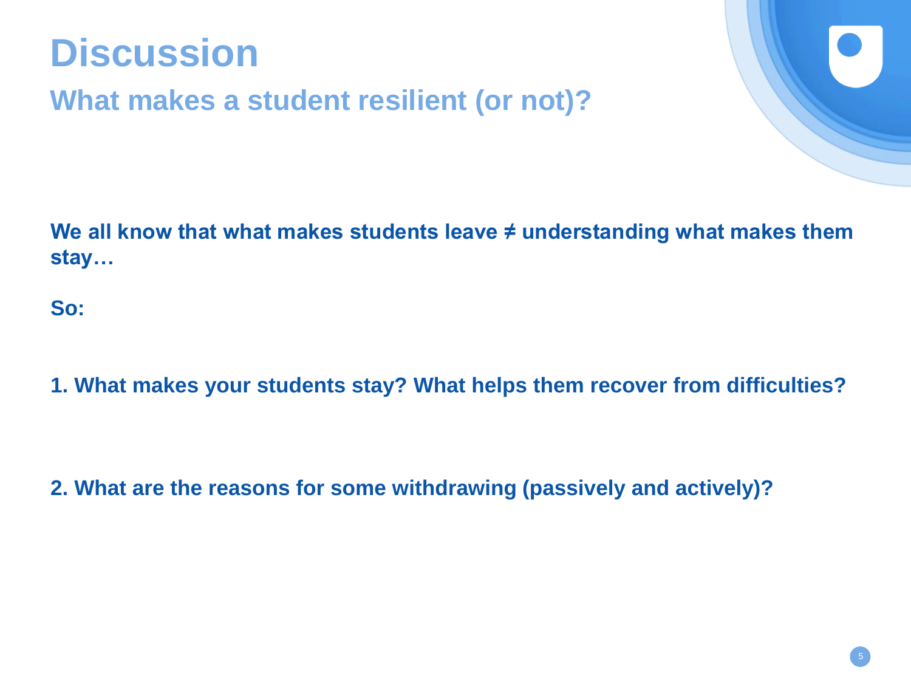# Discussion

## What makes a student resilient (or not)?

**We all know that what makes students leave ≠ understanding what makes them stay…**

**So:**

**1. What makes your students stay? What helps them recover from difficulties?**

**2. What are the reasons for some withdrawing (passively and actively)?**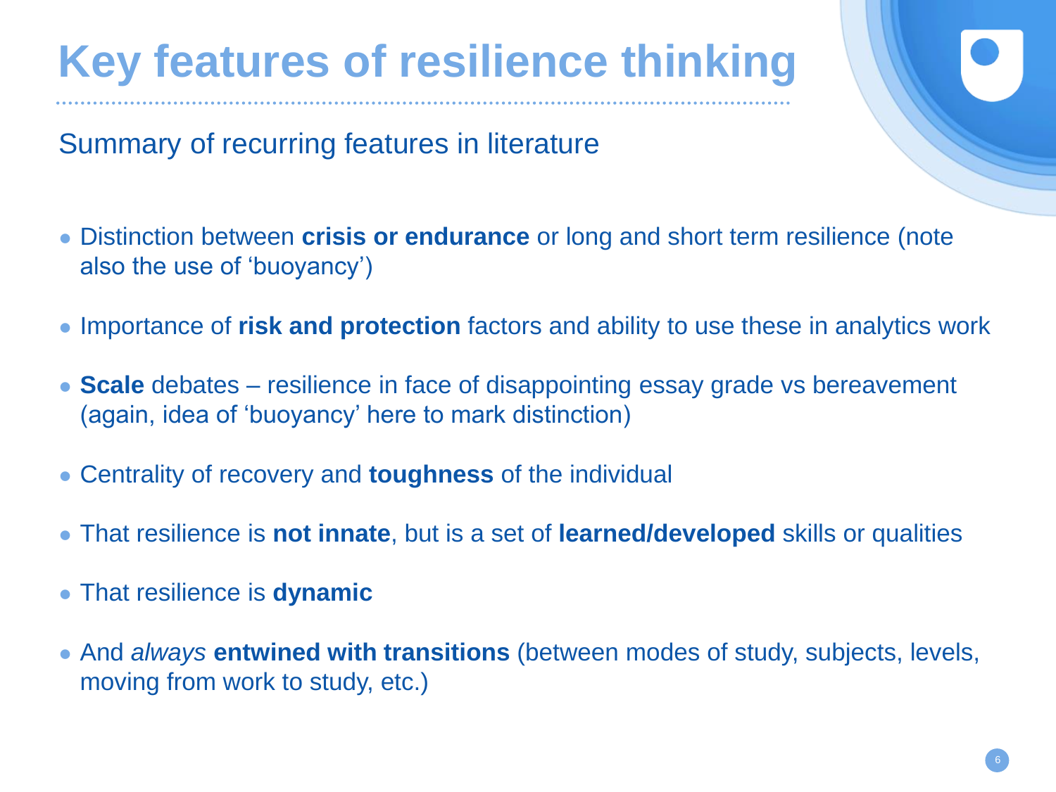# Key features of resilience thinking

Summary of recurring features in literature

- Distinction between **crisis or endurance** or long and short term resilience (note also the use of 'buoyancy')
- Importance of **risk and protection** factors and ability to use these in analytics work
- **Scale** debates – resilience in face of disappointing essay grade vs bereavement (again, idea of 'buoyancy' here to mark distinction)
- Centrality of recovery and **toughness** of the individual
- That resilience is **not innate**, but is a set of **learned/developed** skills or qualities
- That resilience is **dynamic**
- And *always* **entwined with transitions** (between modes of study, subjects, levels, moving from work to study, etc.)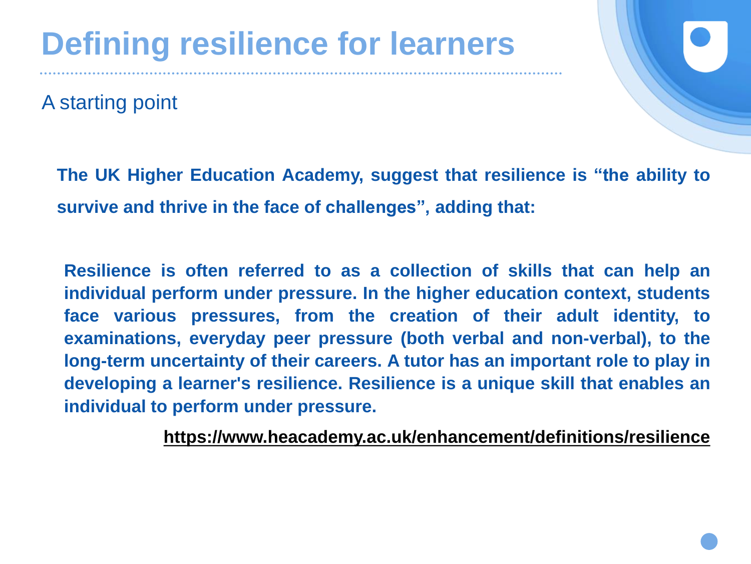# Defining resilience for learners

A starting point

**The UK Higher Education Academy, suggest that resilience is "the ability to survive and thrive in the face of challenges", adding that:**

> **Resilience is often referred to as a collection of skills that can help an individual perform under pressure. In the higher education context, students face various pressures, from the creation of their adult identity, to examinations, everyday peer pressure (both verbal and non-verbal), to the long-term uncertainty of their careers. A tutor has an important role to play in developing a learner's resilience. Resilience is a unique skill that enables an individual to perform under pressure.**

**https://www.heacademy.ac.uk/enhancement/definitions/resilience**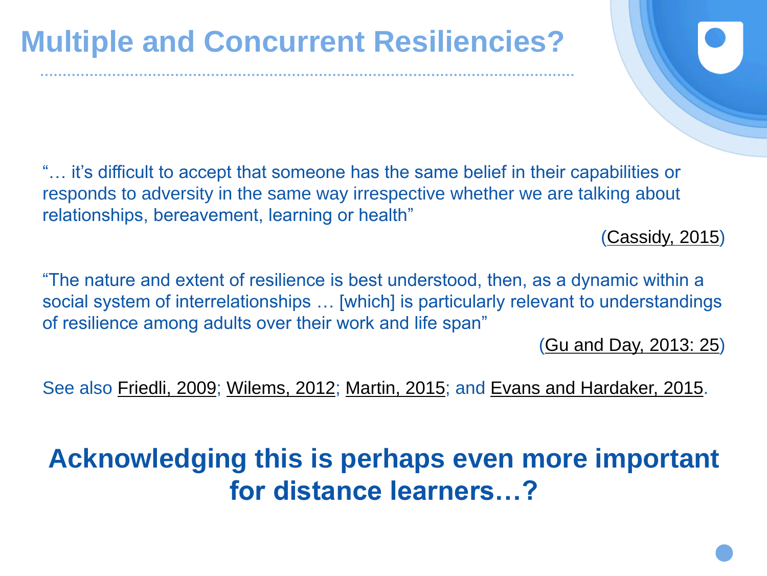# Multiple and Concurrent Resiliencies?

"… it's difficult to accept that someone has the same belief in their capabilities or responds to adversity in the same way irrespective whether we are talking about relationships, bereavement, learning or health"

(Cassidy, 2015)

"The nature and extent of resilience is best understood, then, as a dynamic within a social system of interrelationships … [which] is particularly relevant to understandings of resilience among adults over their work and life span"

(Gu and Day, 2013: 25)

See also Friedli, 2009; Wilems, 2012; Martin, 2015; and Evans and Hardaker, 2015.

**Acknowledging this is perhaps even more important for distance learners…?**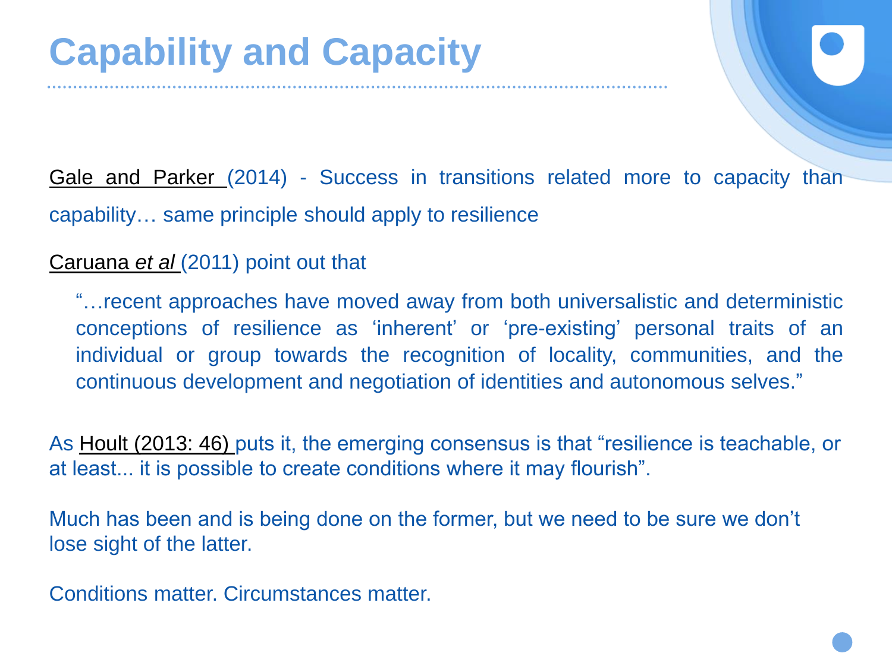# Capability and Capacity

Gale and Parker (2014) - Success in transitions related more to capacity than capability… same principle should apply to resilience

Caruana *et al* (2011) point out that

> "…recent approaches have moved away from both universalistic and deterministic conceptions of resilience as 'inherent' or 'pre-existing' personal traits of an individual or group towards the recognition of locality, communities, and the continuous development and negotiation of identities and autonomous selves."

As Hoult (2013: 46) puts it, the emerging consensus is that "resilience is teachable, or at least... it is possible to create conditions where it may flourish".

Much has been and is being done on the former, but we need to be sure we don't lose sight of the latter.

Conditions matter. Circumstances matter.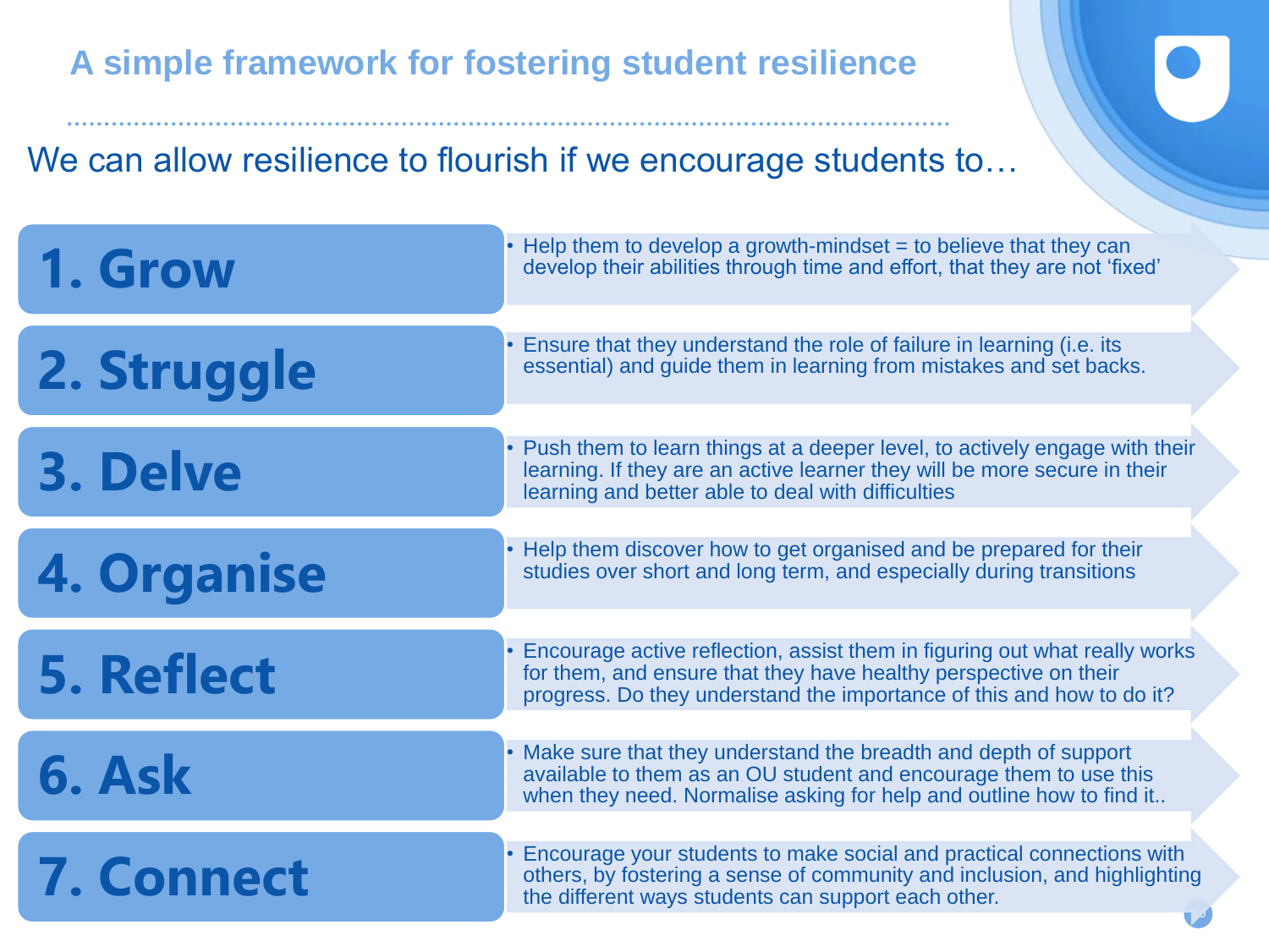# A simple framework for fostering student resilience

We can allow resilience to flourish if we encourage students to…

## 1. Grow

- Help them to develop a growth-mindset = to believe that they can develop their abilities through time and effort, that they are not 'fixed'

## 2. Struggle

- Ensure that they understand the role of failure in learning (i.e. its essential) and guide them in learning from mistakes and set backs.

## 3. Delve

- Push them to learn things at a deeper level, to actively engage with their learning. If they are an active learner they will be more secure in their learning and better able to deal with difficulties

## 4. Organise

- Help them discover how to get organised and be prepared for their studies over short and long term, and especially during transitions

## 5. Reflect

- Encourage active reflection, assist them in figuring out what really works for them, and ensure that they have healthy perspective on their progress. Do they understand the importance of this and how to do it?

## 6. Ask

- Make sure that they understand the breadth and depth of support available to them as an OU student and encourage them to use this when they need. Normalise asking for help and outline how to find it..

## 7. Connect

- Encourage your students to make social and practical connections with others, by fostering a sense of community and inclusion, and highlighting the different ways students can support each other.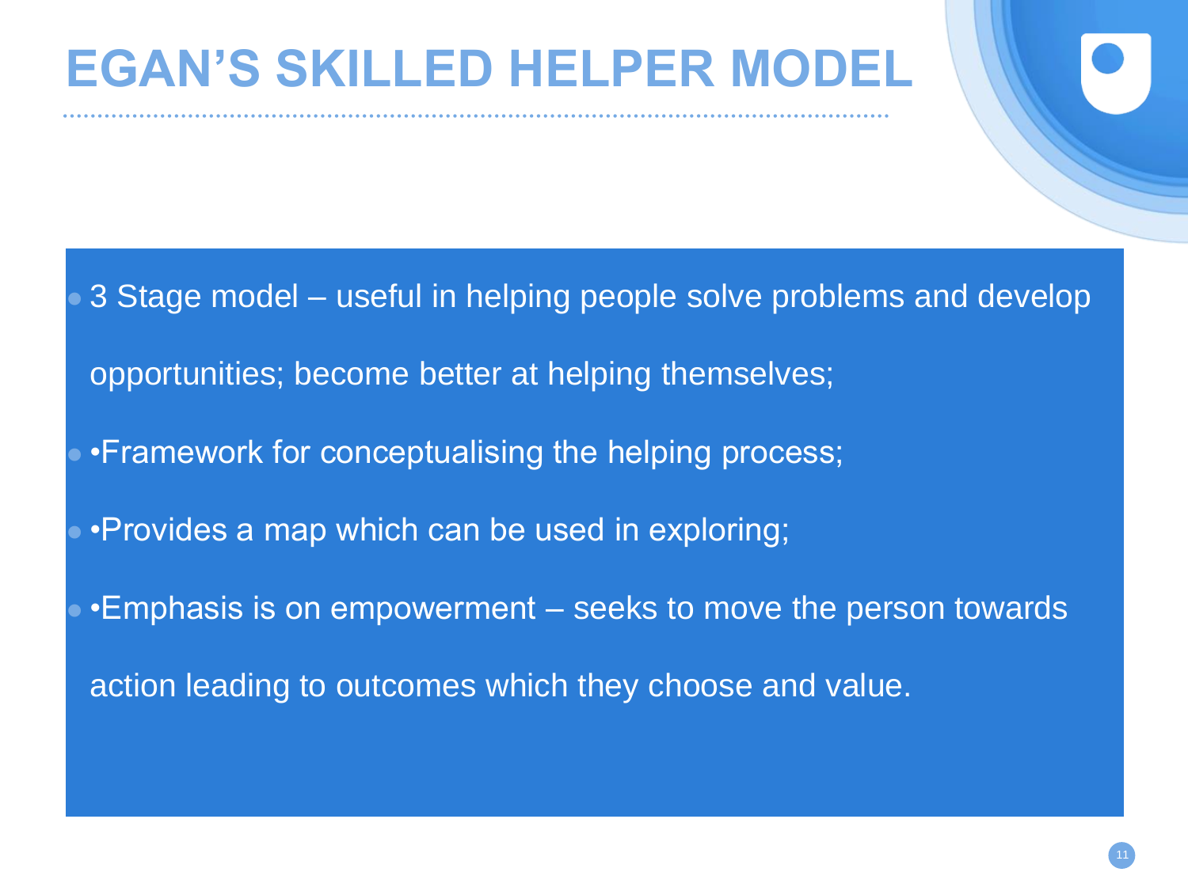# EGAN'S SKILLED HELPER MODEL

- 3 Stage model – useful in helping people solve problems and develop opportunities; become better at helping themselves;
- •Framework for conceptualising the helping process;
- •Provides a map which can be used in exploring;
- •Emphasis is on empowerment – seeks to move the person towards action leading to outcomes which they choose and value.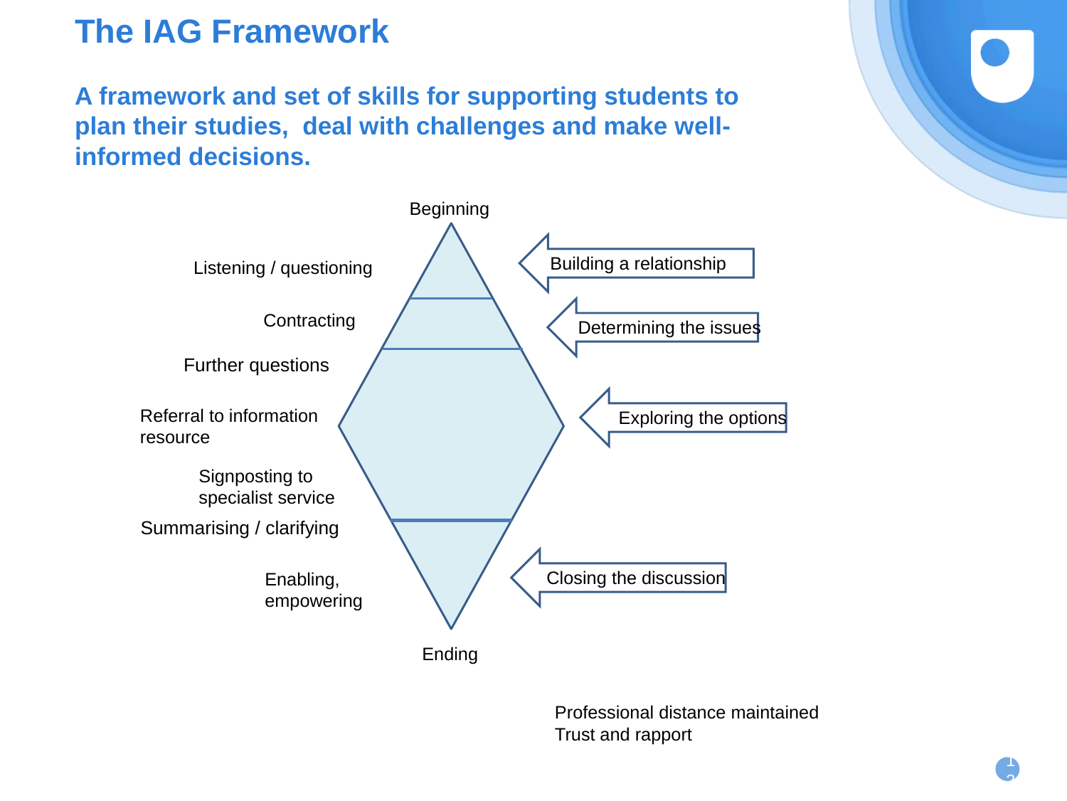# The IAG Framework

**A framework and set of skills for supporting students to plan their studies, deal with challenges and make well-informed decisions.**

Beginning

Listening / questioning

Contracting

Further questions

Referral to information resource

Signposting to specialist service

Summarising / clarifying

Enabling, empowering

Ending

Building a relationship

Determining the issues

Exploring the options

Closing the discussion

Professional distance maintained
Trust and rapport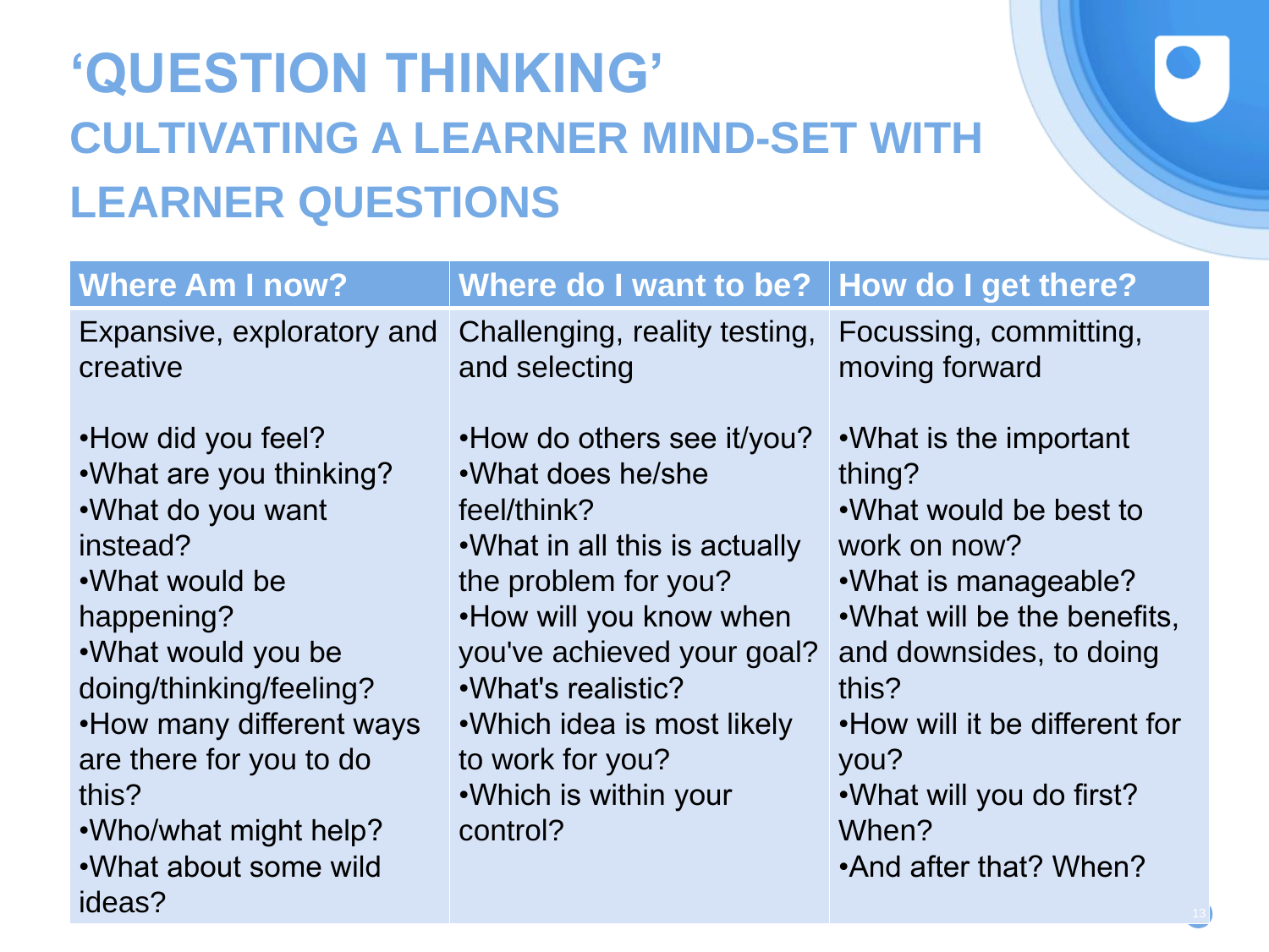# 'QUESTION THINKING'

## CULTIVATING A LEARNER MIND-SET WITH LEARNER QUESTIONS

| Where Am I now? | Where do I want to be? | How do I get there? |
|---|---|---|
| Expansive, exploratory and creative | Challenging, reality testing, and selecting | Focussing, committing, moving forward |
| •How did you feel?<br>•What are you thinking?<br>•What do you want instead?<br>•What would be happening?<br>•What would you be doing/thinking/feeling?<br>•How many different ways are there for you to do this?<br>•Who/what might help?<br>•What about some wild ideas? | •How do others see it/you?<br>•What does he/she feel/think?<br>•What in all this is actually the problem for you?<br>•How will you know when you've achieved your goal?<br>•What's realistic?<br>•Which idea is most likely to work for you?<br>•Which is within your control? | •What is the important thing?<br>•What would be best to work on now?<br>•What is manageable?<br>•What will be the benefits, and downsides, to doing this?<br>•How will it be different for you?<br>•What will you do first? When?<br>•And after that? When? |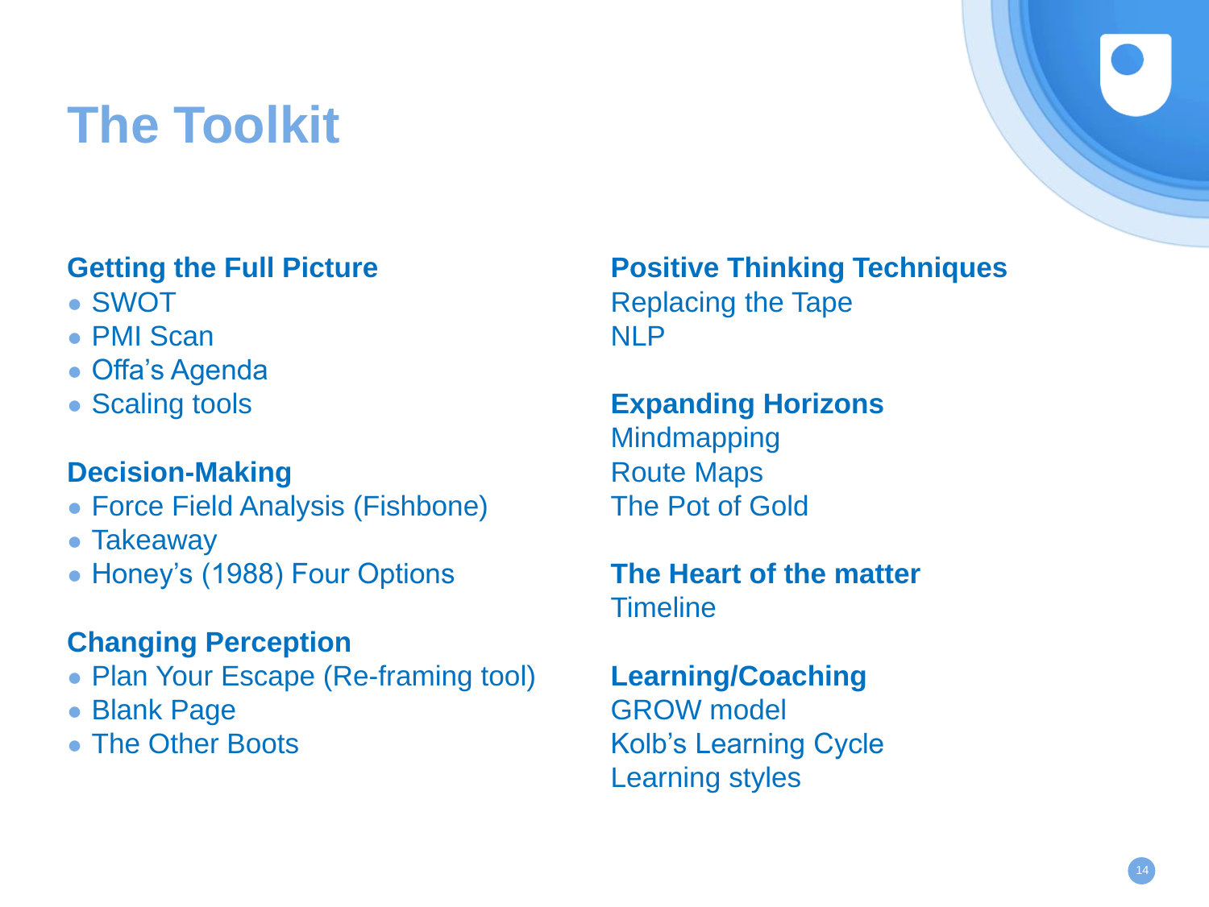# The Toolkit

### Getting the Full Picture

- SWOT
- PMI Scan
- Offa's Agenda
- Scaling tools

### Decision-Making

- Force Field Analysis (Fishbone)
- Takeaway
- Honey's (1988) Four Options

### Changing Perception

- Plan Your Escape (Re-framing tool)
- Blank Page
- The Other Boots

### Positive Thinking Techniques

Replacing the Tape
NLP

### Expanding Horizons

Mindmapping
Route Maps
The Pot of Gold

### The Heart of the matter

Timeline

### Learning/Coaching

GROW model
Kolb's Learning Cycle
Learning styles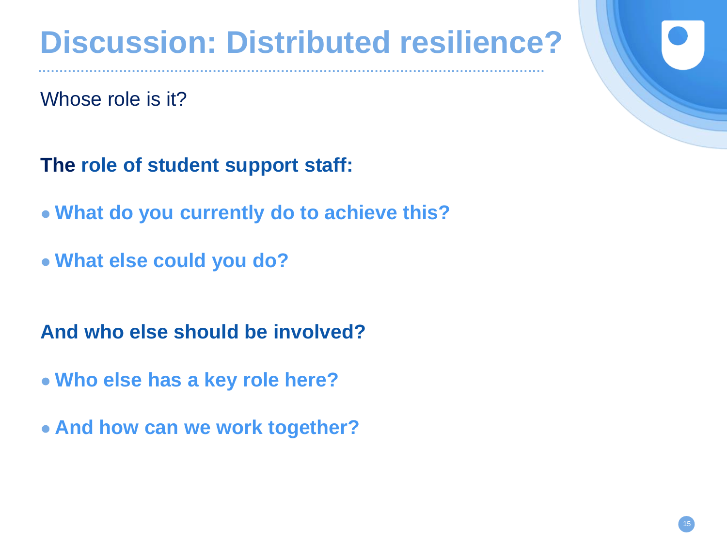# Discussion: Distributed resilience?

Whose role is it?

**The role of student support staff:**

- **What do you currently do to achieve this?**
- **What else could you do?**

**And who else should be involved?**

- **Who else has a key role here?**
- **And how can we work together?**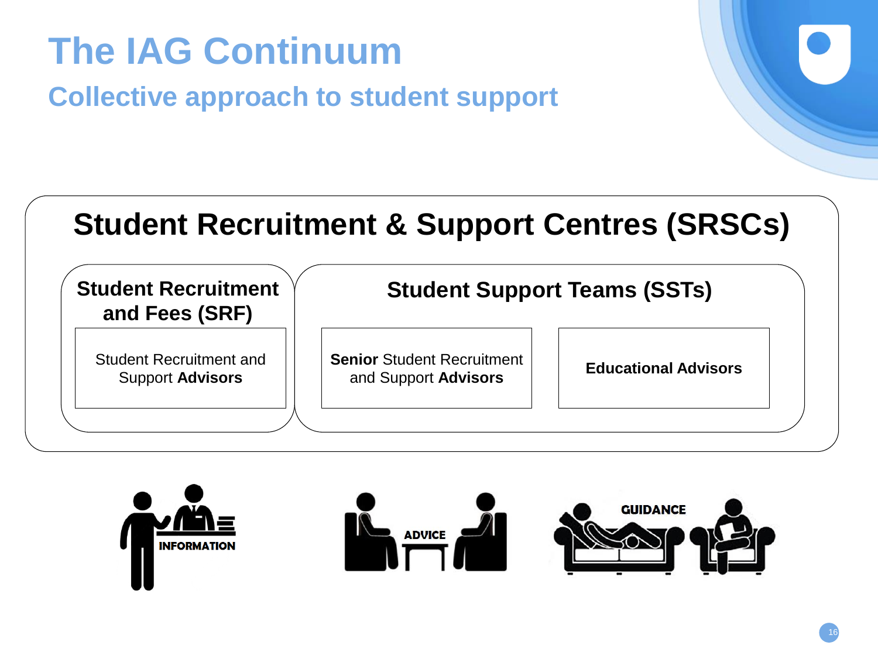# The IAG Continuum

## Collective approach to student support

### Student Recruitment & Support Centres (SRSCs)

#### Student Recruitment and Fees (SRF)

Student Recruitment and Support **Advisors**

#### Student Support Teams (SSTs)

**Senior** Student Recruitment and Support **Advisors**

**Educational Advisors**

INFORMATION

ADVICE

GUIDANCE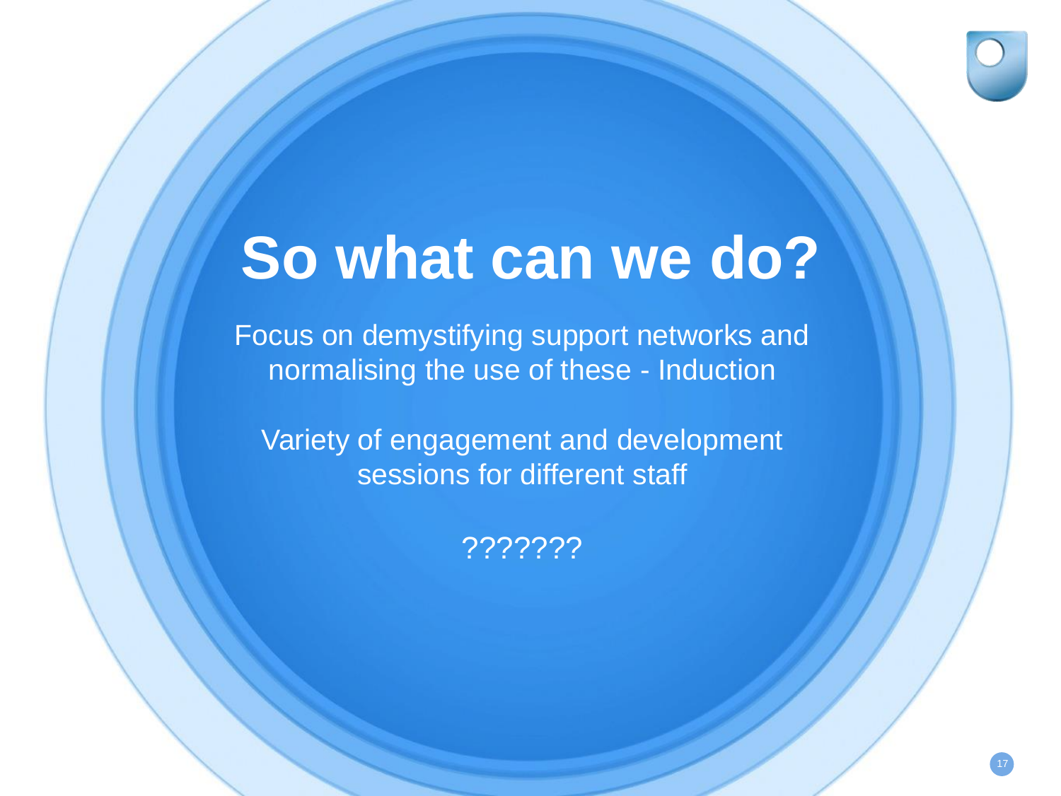# So what can we do?

Focus on demystifying support networks and normalising the use of these - Induction

Variety of engagement and development sessions for different staff

???????